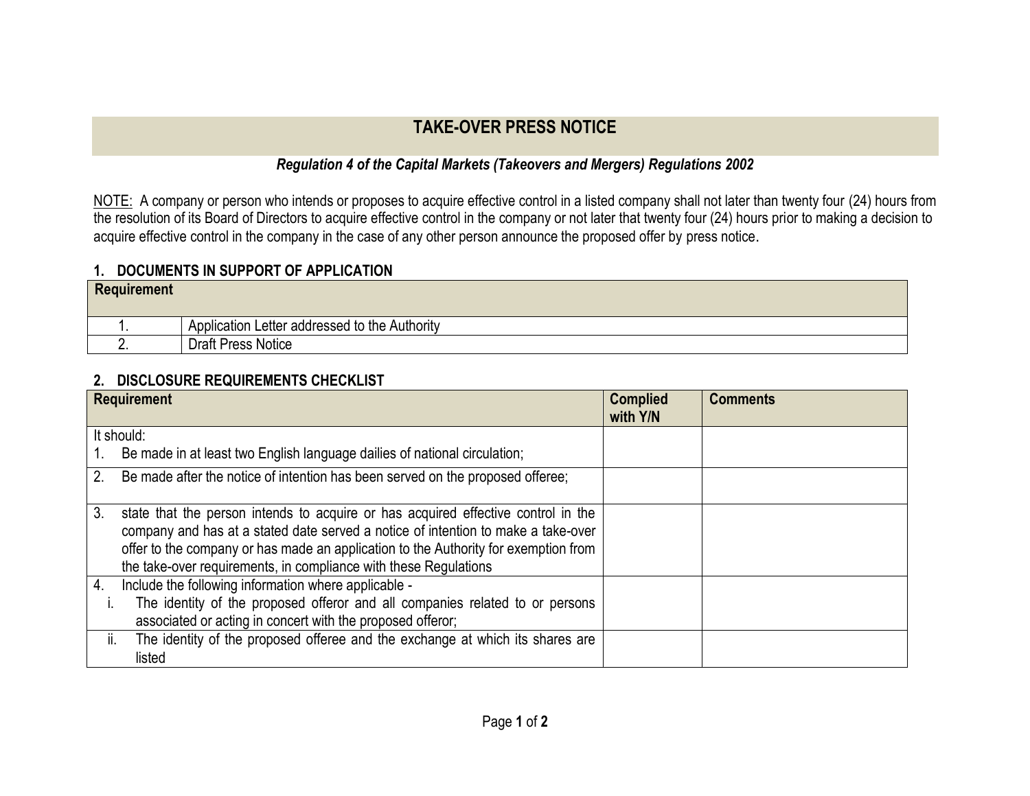# TAKE-OVER PRESS NOTICE

***Regulation 4 of the Capital Markets (Takeovers and Mergers) Regulations 2002***

NOTE: A company or person who intends or proposes to acquire effective control in a listed company shall not later than twenty four (24) hours from the resolution of its Board of Directors to acquire effective control in the company or not later that twenty four (24) hours prior to making a decision to acquire effective control in the company in the case of any other person announce the proposed offer by press notice.

## 1. DOCUMENTS IN SUPPORT OF APPLICATION

| Requirement | |
|---|---|
| 1. | Application Letter addressed to the Authority |
| 2. | Draft Press Notice |

## 2. DISCLOSURE REQUIREMENTS CHECKLIST

| Requirement | Complied with Y/N | Comments |
|---|---|---|
| It should:<br>1. Be made in at least two English language dailies of national circulation; | | |
| 2. Be made after the notice of intention has been served on the proposed offeree; | | |
| 3. state that the person intends to acquire or has acquired effective control in the company and has at a stated date served a notice of intention to make a take-over offer to the company or has made an application to the Authority for exemption from the take-over requirements, in compliance with these Regulations | | |
| 4. Include the following information where applicable -<br>i. The identity of the proposed offeror and all companies related to or persons associated or acting in concert with the proposed offeror; | | |
| ii. The identity of the proposed offeree and the exchange at which its shares are listed | | |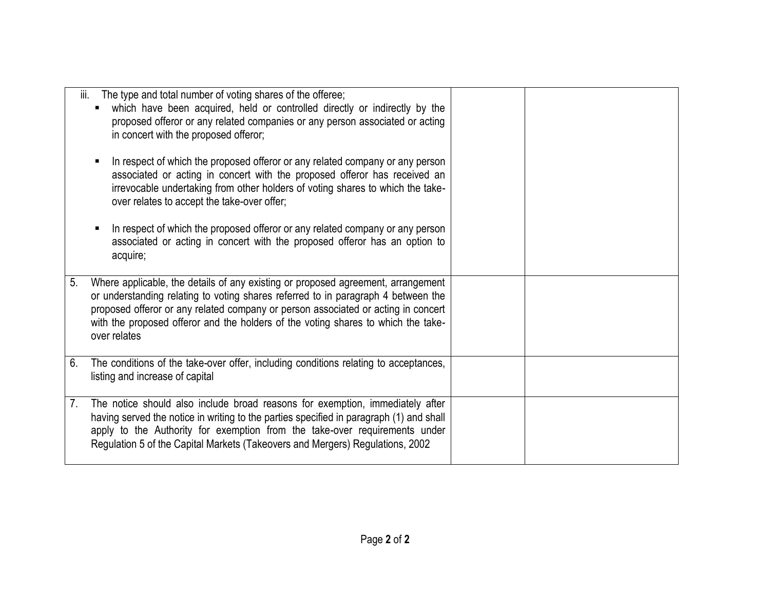| | | |
|---|---|---|
| iii. The type and total number of voting shares of the offeree;<br>▪ which have been acquired, held or controlled directly or indirectly by the proposed offeror or any related companies or any person associated or acting in concert with the proposed offeror;<br><br>▪ In respect of which the proposed offeror or any related company or any person associated or acting in concert with the proposed offeror has received an irrevocable undertaking from other holders of voting shares to which the take-over relates to accept the take-over offer;<br><br>▪ In respect of which the proposed offeror or any related company or any person associated or acting in concert with the proposed offeror has an option to acquire; | | |
| 5. Where applicable, the details of any existing or proposed agreement, arrangement or understanding relating to voting shares referred to in paragraph 4 between the proposed offeror or any related company or person associated or acting in concert with the proposed offeror and the holders of the voting shares to which the take-over relates | | |
| 6. The conditions of the take-over offer, including conditions relating to acceptances, listing and increase of capital | | |
| 7. The notice should also include broad reasons for exemption, immediately after having served the notice in writing to the parties specified in paragraph (1) and shall apply to the Authority for exemption from the take-over requirements under Regulation 5 of the Capital Markets (Takeovers and Mergers) Regulations, 2002 | | |